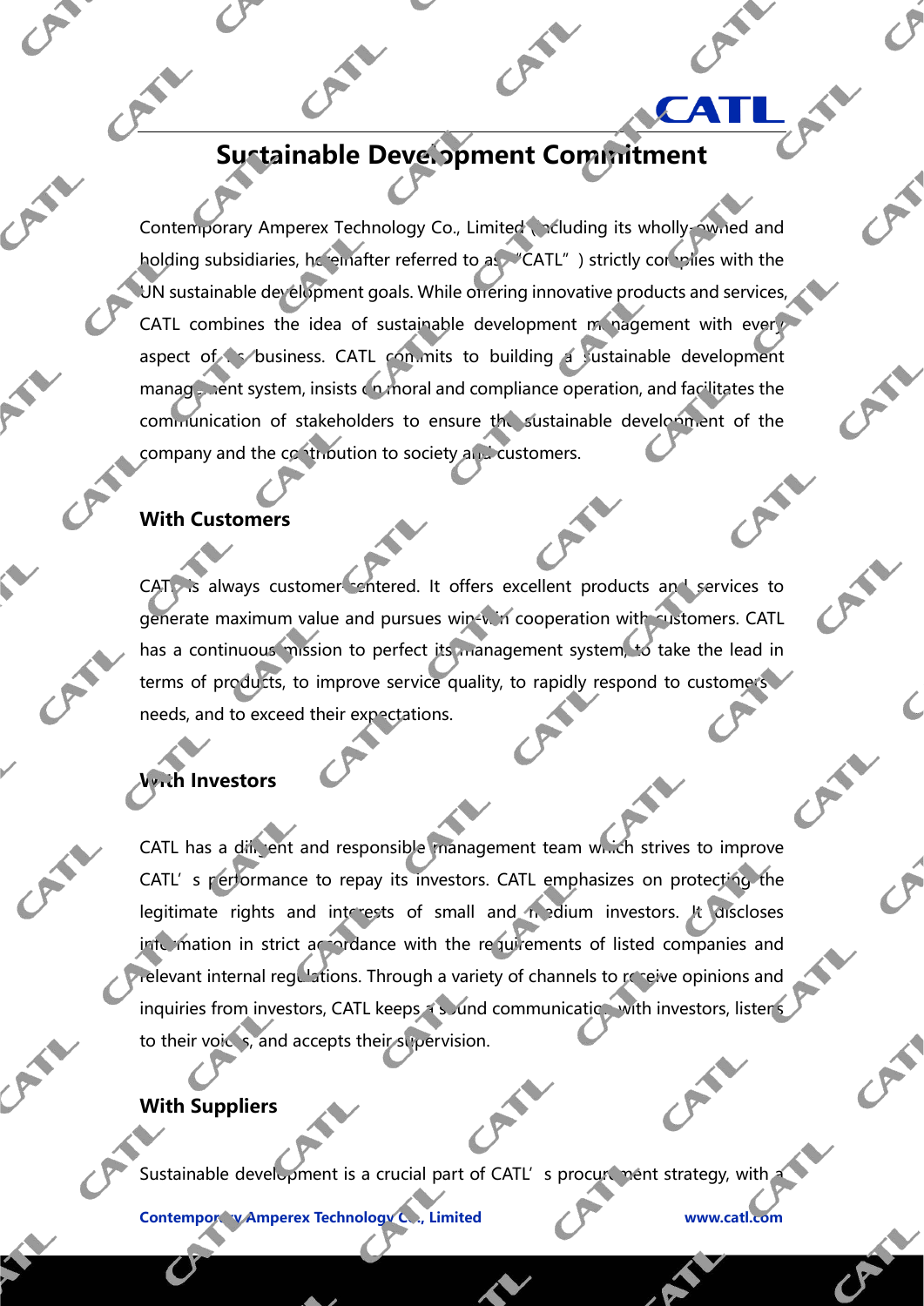# Sustainable Development Commitment

Contemporary Amperex Technology Co., Limited (including its wholly-owned and holding subsidiaries, hereinafter referred to as "CATL") strictly complies with the UN sustainable development goals. While offering innovative products and services, CATL combines the idea of sustainable development management with every aspect of its business. CATL commits to building a sustainable development management system, insists on moral and compliance operation, and facilitates the communication of stakeholders to ensure the sustainable development of the company and the contribution to society and customers.

## With Customers

CATL is always customer-centered. It offers excellent products and services to generate maximum value and pursues win-win cooperation with customers. CATL has a continuous mission to perfect its management system, to take the lead in terms of products, to improve service quality, to rapidly respond to customers' needs, and to exceed their expectations.

## With Investors

CATL has a diligent and responsible management team which strives to improve CATL's performance to repay its investors. CATL emphasizes on protecting the legitimate rights and interests of small and medium investors. It discloses information in strict accordance with the requirements of listed companies and relevant internal regulations. Through a variety of channels to receive opinions and inquiries from investors, CATL keeps a sound communication with investors, listens to their voices, and accepts their supervision.

## With Suppliers

Sustainable development is a crucial part of CATL's procurement strategy, with a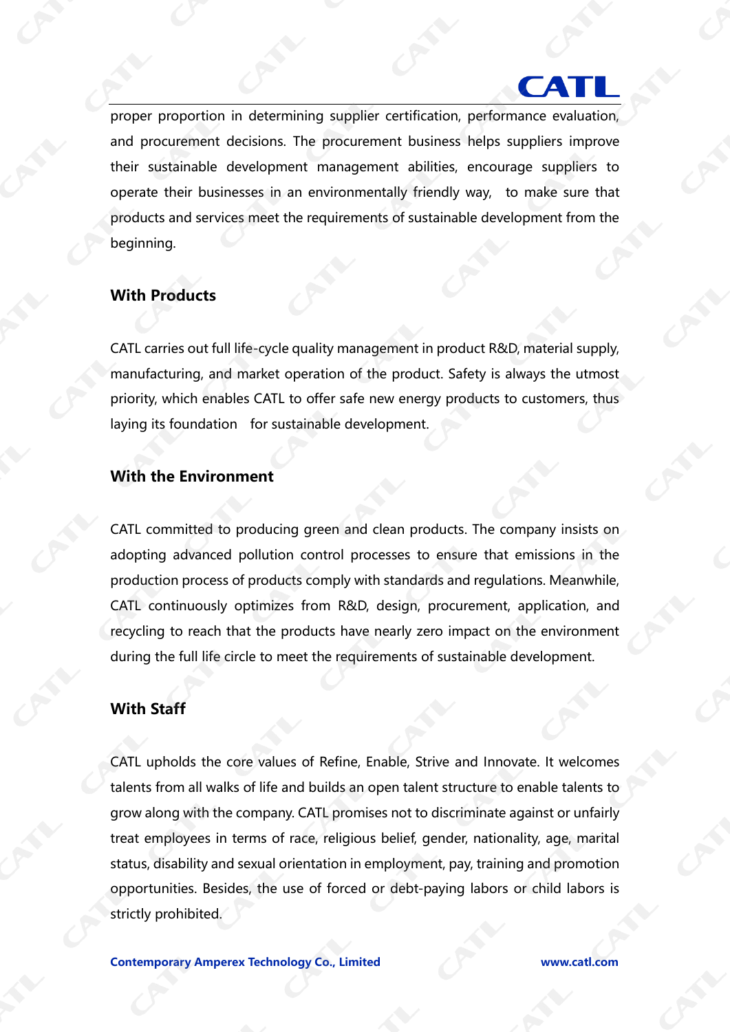proper proportion in determining supplier certification, performance evaluation, and procurement decisions. The procurement business helps suppliers improve their sustainable development management abilities, encourage suppliers to operate their businesses in an environmentally friendly way, to make sure that products and services meet the requirements of sustainable development from the beginning.

## With Products

CATL carries out full life-cycle quality management in product R&D, material supply, manufacturing, and market operation of the product. Safety is always the utmost priority, which enables CATL to offer safe new energy products to customers, thus laying its foundation for sustainable development.

## With the Environment

CATL committed to producing green and clean products. The company insists on adopting advanced pollution control processes to ensure that emissions in the production process of products comply with standards and regulations. Meanwhile, CATL continuously optimizes from R&D, design, procurement, application, and recycling to reach that the products have nearly zero impact on the environment during the full life circle to meet the requirements of sustainable development.

## With Staff

CATL upholds the core values of Refine, Enable, Strive and Innovate. It welcomes talents from all walks of life and builds an open talent structure to enable talents to grow along with the company. CATL promises not to discriminate against or unfairly treat employees in terms of race, religious belief, gender, nationality, age, marital status, disability and sexual orientation in employment, pay, training and promotion opportunities. Besides, the use of forced or debt-paying labors or child labors is strictly prohibited.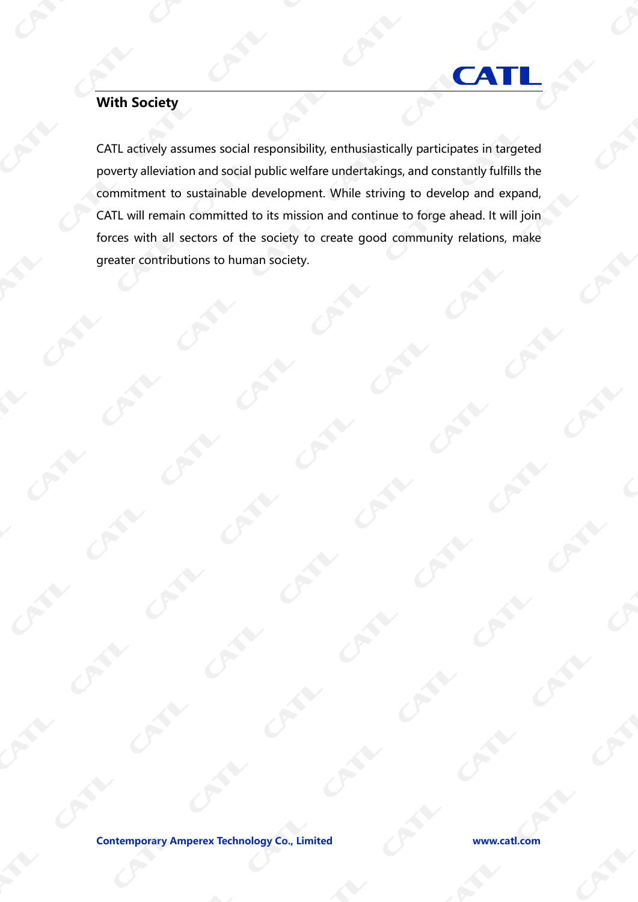## With Society

CATL actively assumes social responsibility, enthusiastically participates in targeted poverty alleviation and social public welfare undertakings, and constantly fulfills the commitment to sustainable development. While striving to develop and expand, CATL will remain committed to its mission and continue to forge ahead. It will join forces with all sectors of the society to create good community relations, make greater contributions to human society.